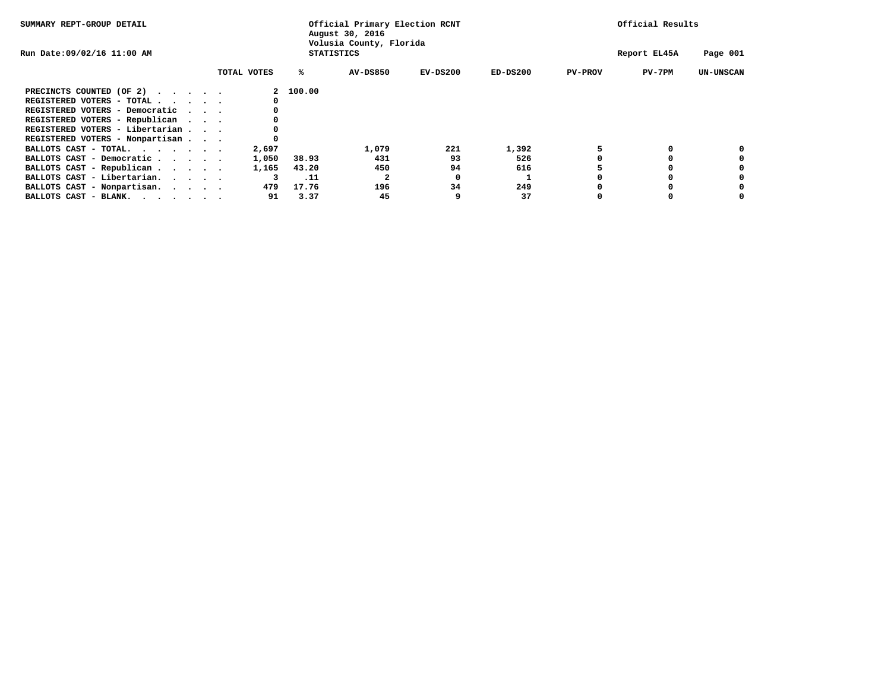SUMMARY REPT-GROUP DETAIL

Official Primary Election RCNT
August 30, 2016
Volusia County, Florida
STATISTICS

Official Results

Run Date:09/02/16 11:00 AM

Report EL45A

| | TOTAL VOTES | % | AV-DS850 | EV-DS200 | ED-DS200 | PV-PROV | PV-7PM | UN-UNSCAN |
|---|---|---|---|---|---|---|---|---|
| PRECINCTS COUNTED (OF 2) . . . . . | 2 | 100.00 | | | | | | |
| REGISTERED VOTERS - TOTAL . . . . . | 0 | | | | | | | |
| REGISTERED VOTERS - Democratic . . . | 0 | | | | | | | |
| REGISTERED VOTERS - Republican . . . | 0 | | | | | | | |
| REGISTERED VOTERS - Libertarian . . . | 0 | | | | | | | |
| REGISTERED VOTERS - Nonpartisan . . . | 0 | | | | | | | |
| BALLOTS CAST - TOTAL. . . . . . . | 2,697 | | 1,079 | 221 | 1,392 | 5 | 0 | 0 |
| BALLOTS CAST - Democratic . . . . . | 1,050 | 38.93 | 431 | 93 | 526 | 0 | 0 | 0 |
| BALLOTS CAST - Republican . . . . . | 1,165 | 43.20 | 450 | 94 | 616 | 5 | 0 | 0 |
| BALLOTS CAST - Libertarian. . . . . | 3 | .11 | 2 | 0 | 1 | 0 | 0 | 0 |
| BALLOTS CAST - Nonpartisan. . . . . | 479 | 17.76 | 196 | 34 | 249 | 0 | 0 | 0 |
| BALLOTS CAST - BLANK. . . . . . . | 91 | 3.37 | 45 | 9 | 37 | 0 | 0 | 0 |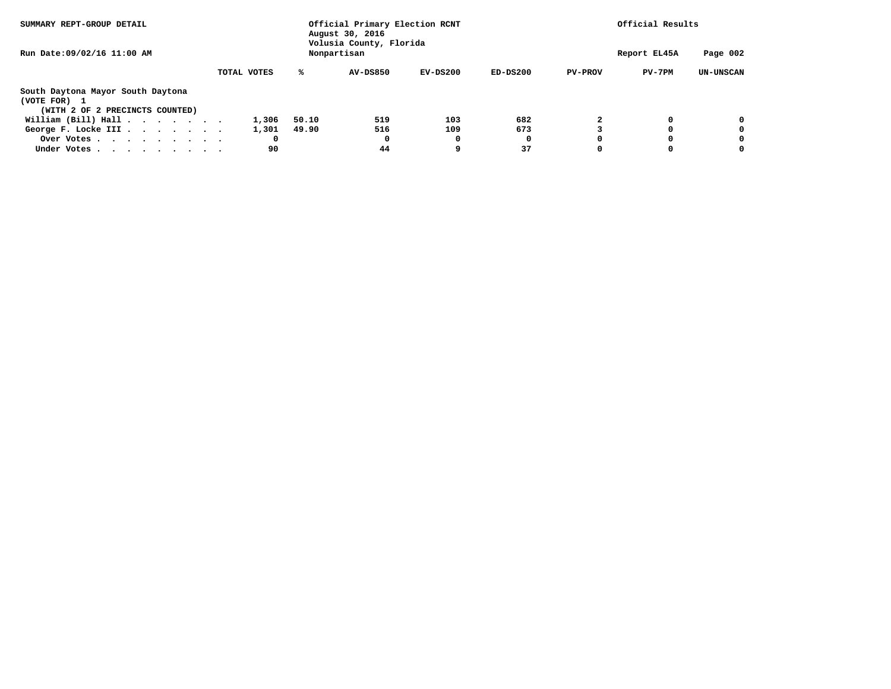SUMMARY REPT-GROUP DETAIL

Official Primary Election RCNT
August 30, 2016
Volusia County, Florida
Nonpartisan

Official Results

Run Date:09/02/16 11:00 AM

Report EL45A

South Daytona Mayor South Daytona
(VOTE FOR) 1
(WITH 2 OF 2 PRECINCTS COUNTED)

| | TOTAL VOTES | % | AV-DS850 | EV-DS200 | ED-DS200 | PV-PROV | PV-7PM | UN-UNSCAN |
|---|---|---|---|---|---|---|---|---|
| William (Bill) Hall | 1,306 | 50.10 | 519 | 103 | 682 | 2 | 0 | 0 |
| George F. Locke III | 1,301 | 49.90 | 516 | 109 | 673 | 3 | 0 | 0 |
| Over Votes | 0 | | 0 | 0 | 0 | 0 | 0 | 0 |
| Under Votes | 90 | | 44 | 9 | 37 | 0 | 0 | 0 |